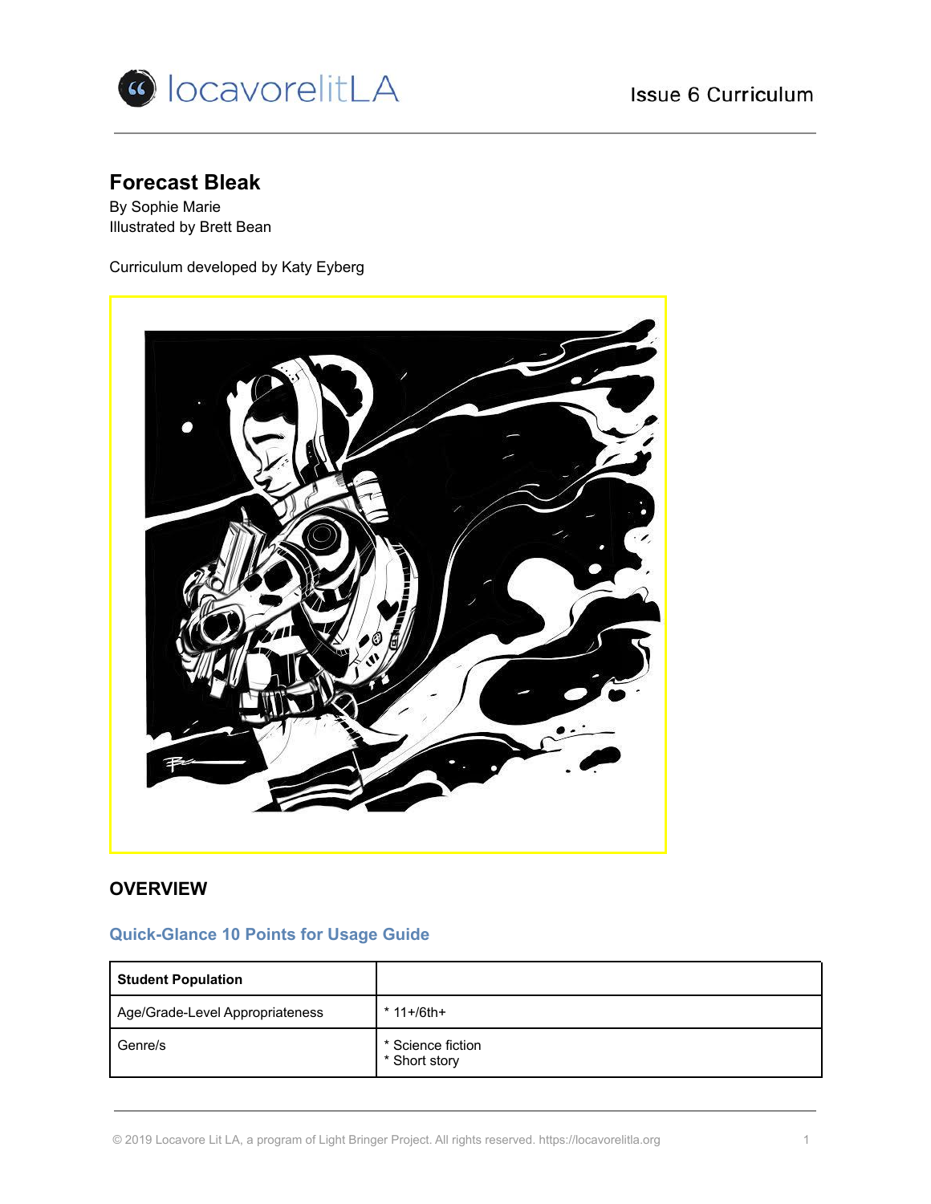# Forecast Bleak

By Sophie Marie
Illustrated by Brett Bean

Curriculum developed by Katy Eyberg

## OVERVIEW

### Quick-Glance 10 Points for Usage Guide

| **Student Population** | |
|---|---|
| Age/Grade-Level Appropriateness | * 11+/6th+ |
| Genre/s | * Science fiction<br>* Short story |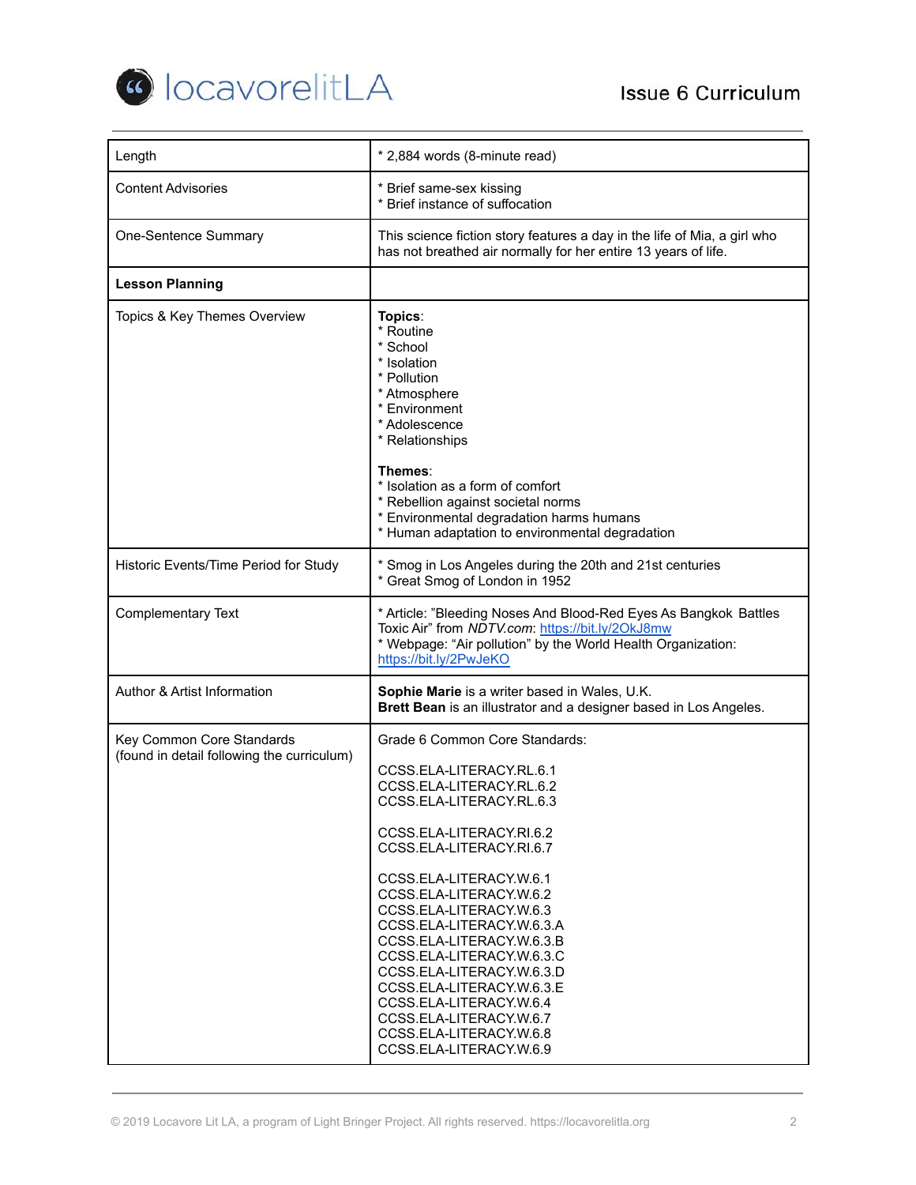| Length | * 2,884 words (8-minute read) |
|---|---|
| Content Advisories | * Brief same-sex kissing<br>* Brief instance of suffocation |
| One-Sentence Summary | This science fiction story features a day in the life of Mia, a girl who has not breathed air normally for her entire 13 years of life. |
| **Lesson Planning** | |
| Topics & Key Themes Overview | **Topics**:<br>* Routine<br>* School<br>* Isolation<br>* Pollution<br>* Atmosphere<br>* Environment<br>* Adolescence<br>* Relationships<br><br>**Themes**:<br>* Isolation as a form of comfort<br>* Rebellion against societal norms<br>* Environmental degradation harms humans<br>* Human adaptation to environmental degradation |
| Historic Events/Time Period for Study | * Smog in Los Angeles during the 20th and 21st centuries<br>* Great Smog of London in 1952 |
| Complementary Text | * Article: "Bleeding Noses And Blood-Red Eyes As Bangkok Battles Toxic Air" from *NDTV.com*: https://bit.ly/2OkJ8mw<br>* Webpage: "Air pollution" by the World Health Organization: https://bit.ly/2PwJeKO |
| Author & Artist Information | **Sophie Marie** is a writer based in Wales, U.K.<br>**Brett Bean** is an illustrator and a designer based in Los Angeles. |
| Key Common Core Standards<br>(found in detail following the curriculum) | Grade 6 Common Core Standards:<br><br>CCSS.ELA-LITERACY.RL.6.1<br>CCSS.ELA-LITERACY.RL.6.2<br>CCSS.ELA-LITERACY.RL.6.3<br><br>CCSS.ELA-LITERACY.RI.6.2<br>CCSS.ELA-LITERACY.RI.6.7<br><br>CCSS.ELA-LITERACY.W.6.1<br>CCSS.ELA-LITERACY.W.6.2<br>CCSS.ELA-LITERACY.W.6.3<br>CCSS.ELA-LITERACY.W.6.3.A<br>CCSS.ELA-LITERACY.W.6.3.B<br>CCSS.ELA-LITERACY.W.6.3.C<br>CCSS.ELA-LITERACY.W.6.3.D<br>CCSS.ELA-LITERACY.W.6.3.E<br>CCSS.ELA-LITERACY.W.6.4<br>CCSS.ELA-LITERACY.W.6.7<br>CCSS.ELA-LITERACY.W.6.8<br>CCSS.ELA-LITERACY.W.6.9 |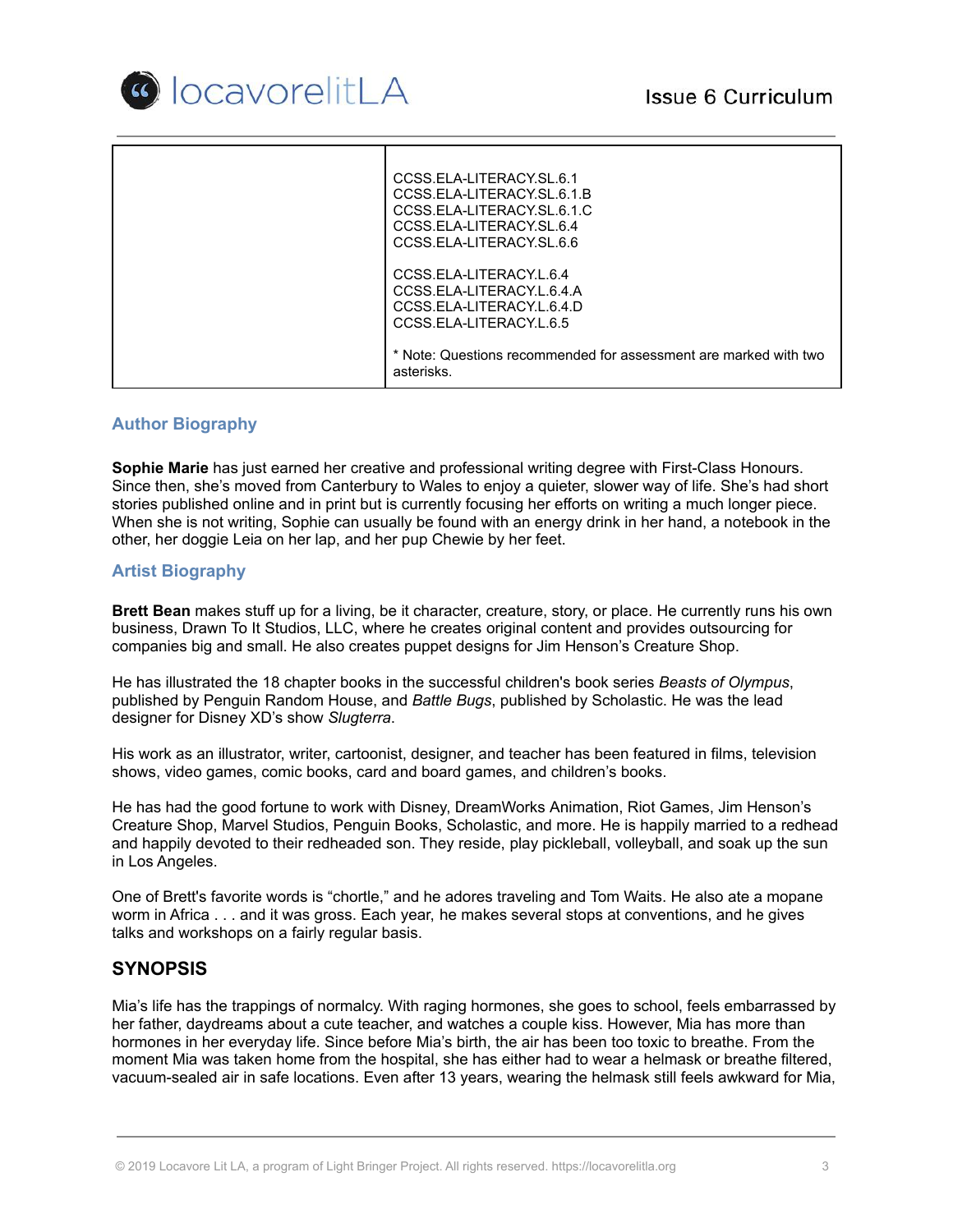| | |
|---|---|
| | CCSS.ELA-LITERACY.SL.6.1<br>CCSS.ELA-LITERACY.SL.6.1.B<br>CCSS.ELA-LITERACY.SL.6.1.C<br>CCSS.ELA-LITERACY.SL.6.4<br>CCSS.ELA-LITERACY.SL.6.6<br><br>CCSS.ELA-LITERACY.L.6.4<br>CCSS.ELA-LITERACY.L.6.4.A<br>CCSS.ELA-LITERACY.L.6.4.D<br>CCSS.ELA-LITERACY.L.6.5<br><br>* Note: Questions recommended for assessment are marked with two asterisks. |

## Author Biography

**Sophie Marie** has just earned her creative and professional writing degree with First-Class Honours. Since then, she's moved from Canterbury to Wales to enjoy a quieter, slower way of life. She's had short stories published online and in print but is currently focusing her efforts on writing a much longer piece. When she is not writing, Sophie can usually be found with an energy drink in her hand, a notebook in the other, her doggie Leia on her lap, and her pup Chewie by her feet.

## Artist Biography

**Brett Bean** makes stuff up for a living, be it character, creature, story, or place. He currently runs his own business, Drawn To It Studios, LLC, where he creates original content and provides outsourcing for companies big and small. He also creates puppet designs for Jim Henson's Creature Shop.

He has illustrated the 18 chapter books in the successful children's book series *Beasts of Olympus*, published by Penguin Random House, and *Battle Bugs*, published by Scholastic. He was the lead designer for Disney XD's show *Slugterra*.

His work as an illustrator, writer, cartoonist, designer, and teacher has been featured in films, television shows, video games, comic books, card and board games, and children's books.

He has had the good fortune to work with Disney, DreamWorks Animation, Riot Games, Jim Henson's Creature Shop, Marvel Studios, Penguin Books, Scholastic, and more. He is happily married to a redhead and happily devoted to their redheaded son. They reside, play pickleball, volleyball, and soak up the sun in Los Angeles.

One of Brett's favorite words is "chortle," and he adores traveling and Tom Waits. He also ate a mopane worm in Africa . . . and it was gross. Each year, he makes several stops at conventions, and he gives talks and workshops on a fairly regular basis.

## SYNOPSIS

Mia's life has the trappings of normalcy. With raging hormones, she goes to school, feels embarrassed by her father, daydreams about a cute teacher, and watches a couple kiss. However, Mia has more than hormones in her everyday life. Since before Mia's birth, the air has been too toxic to breathe. From the moment Mia was taken home from the hospital, she has either had to wear a helmask or breathe filtered, vacuum-sealed air in safe locations. Even after 13 years, wearing the helmask still feels awkward for Mia,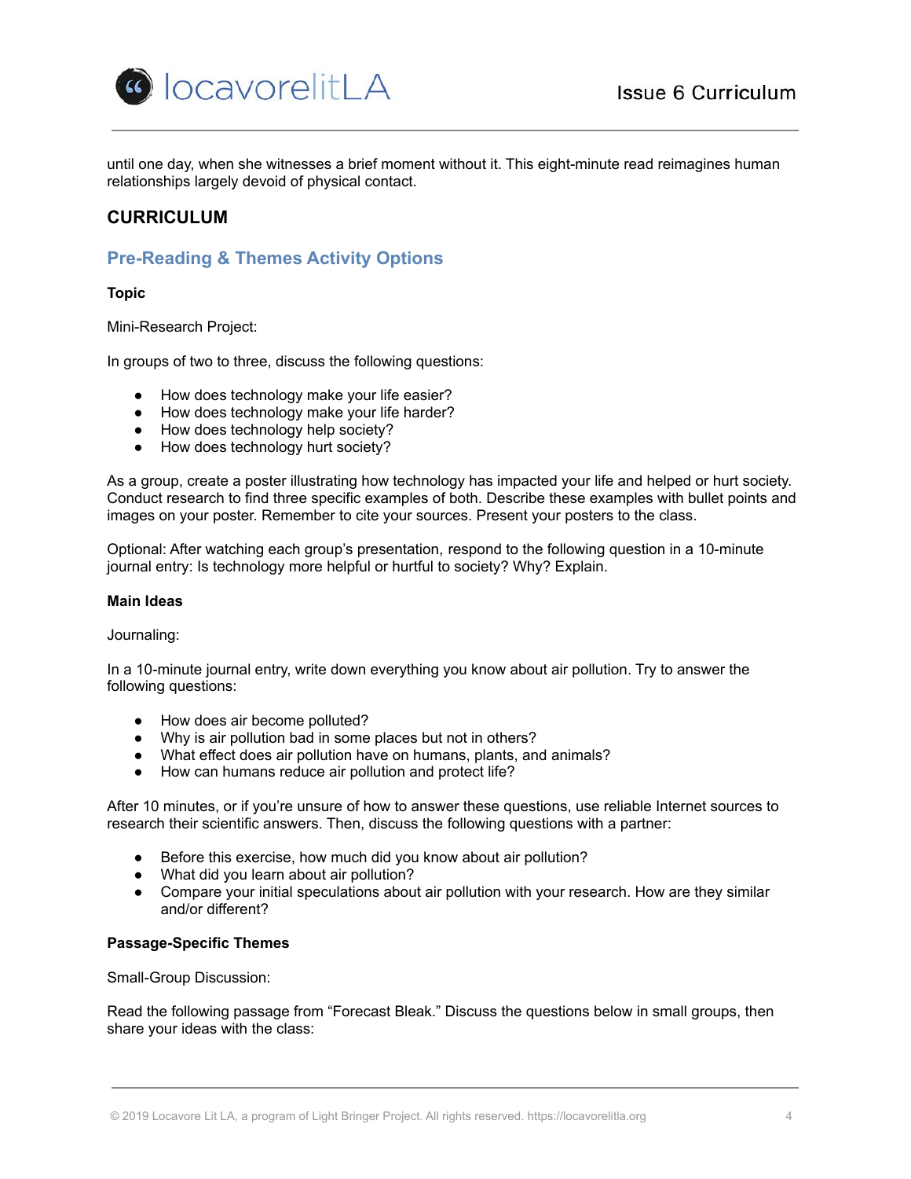until one day, when she witnesses a brief moment without it. This eight-minute read reimagines human relationships largely devoid of physical contact.

## CURRICULUM

### Pre-Reading & Themes Activity Options

**Topic**

Mini-Research Project:

In groups of two to three, discuss the following questions:

- How does technology make your life easier?
- How does technology make your life harder?
- How does technology help society?
- How does technology hurt society?

As a group, create a poster illustrating how technology has impacted your life and helped or hurt society. Conduct research to find three specific examples of both. Describe these examples with bullet points and images on your poster. Remember to cite your sources. Present your posters to the class.

Optional: After watching each group's presentation, respond to the following question in a 10-minute journal entry: Is technology more helpful or hurtful to society? Why? Explain.

**Main Ideas**

Journaling:

In a 10-minute journal entry, write down everything you know about air pollution. Try to answer the following questions:

- How does air become polluted?
- Why is air pollution bad in some places but not in others?
- What effect does air pollution have on humans, plants, and animals?
- How can humans reduce air pollution and protect life?

After 10 minutes, or if you're unsure of how to answer these questions, use reliable Internet sources to research their scientific answers. Then, discuss the following questions with a partner:

- Before this exercise, how much did you know about air pollution?
- What did you learn about air pollution?
- Compare your initial speculations about air pollution with your research. How are they similar and/or different?

**Passage-Specific Themes**

Small-Group Discussion:

Read the following passage from "Forecast Bleak." Discuss the questions below in small groups, then share your ideas with the class: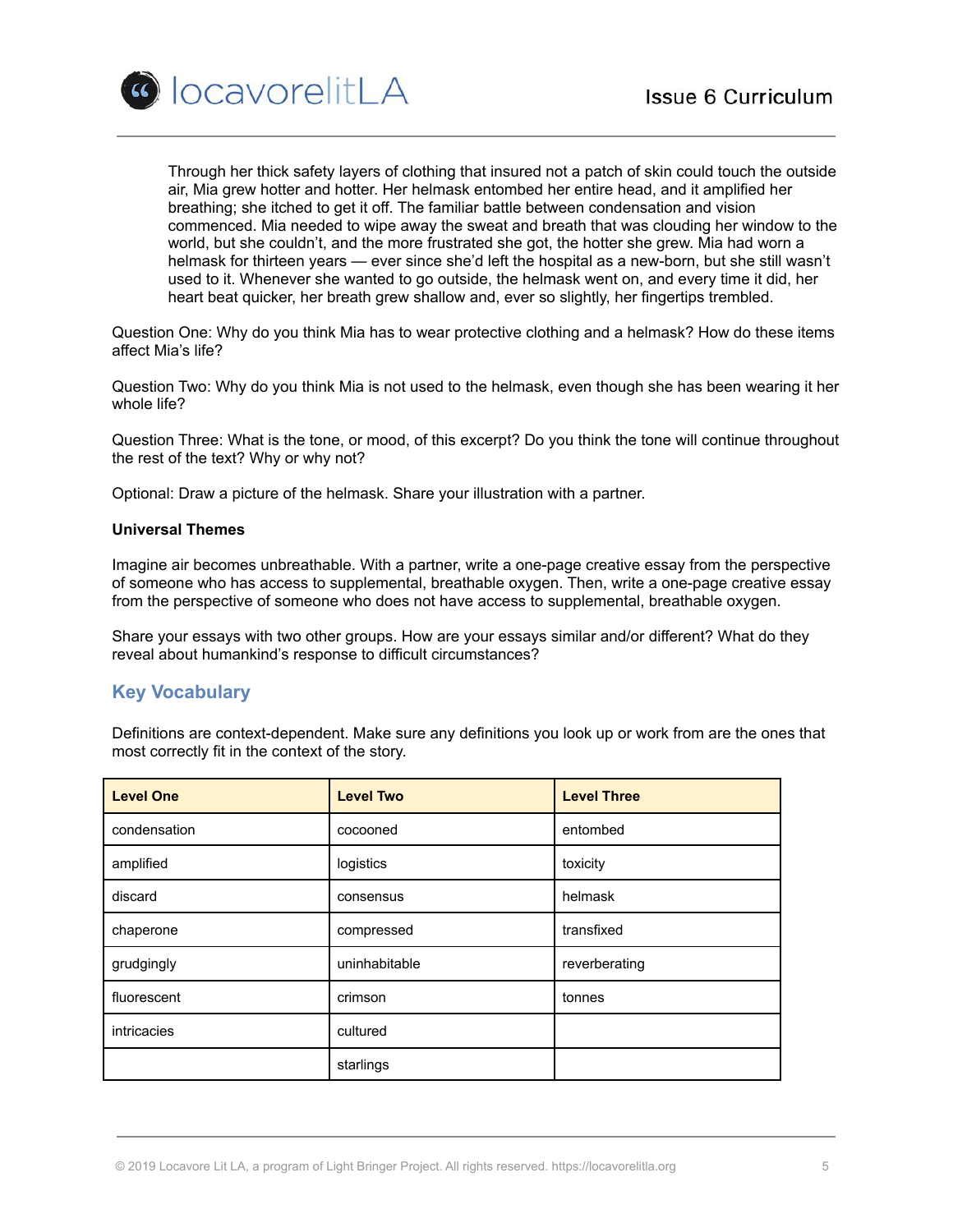> Through her thick safety layers of clothing that insured not a patch of skin could touch the outside air, Mia grew hotter and hotter. Her helmask entombed her entire head, and it amplified her breathing; she itched to get it off. The familiar battle between condensation and vision commenced. Mia needed to wipe away the sweat and breath that was clouding her window to the world, but she couldn't, and the more frustrated she got, the hotter she grew. Mia had worn a helmask for thirteen years — ever since she'd left the hospital as a new-born, but she still wasn't used to it. Whenever she wanted to go outside, the helmask went on, and every time it did, her heart beat quicker, her breath grew shallow and, ever so slightly, her fingertips trembled.

Question One: Why do you think Mia has to wear protective clothing and a helmask? How do these items affect Mia's life?

Question Two: Why do you think Mia is not used to the helmask, even though she has been wearing it her whole life?

Question Three: What is the tone, or mood, of this excerpt? Do you think the tone will continue throughout the rest of the text? Why or why not?

Optional: Draw a picture of the helmask. Share your illustration with a partner.

**Universal Themes**

Imagine air becomes unbreathable. With a partner, write a one-page creative essay from the perspective of someone who has access to supplemental, breathable oxygen. Then, write a one-page creative essay from the perspective of someone who does not have access to supplemental, breathable oxygen.

Share your essays with two other groups. How are your essays similar and/or different? What do they reveal about humankind's response to difficult circumstances?

## Key Vocabulary

Definitions are context-dependent. Make sure any definitions you look up or work from are the ones that most correctly fit in the context of the story.

| Level One | Level Two | Level Three |
|---|---|---|
| condensation | cocooned | entombed |
| amplified | logistics | toxicity |
| discard | consensus | helmask |
| chaperone | compressed | transfixed |
| grudgingly | uninhabitable | reverberating |
| fluorescent | crimson | tonnes |
| intricacies | cultured | |
| | starlings | |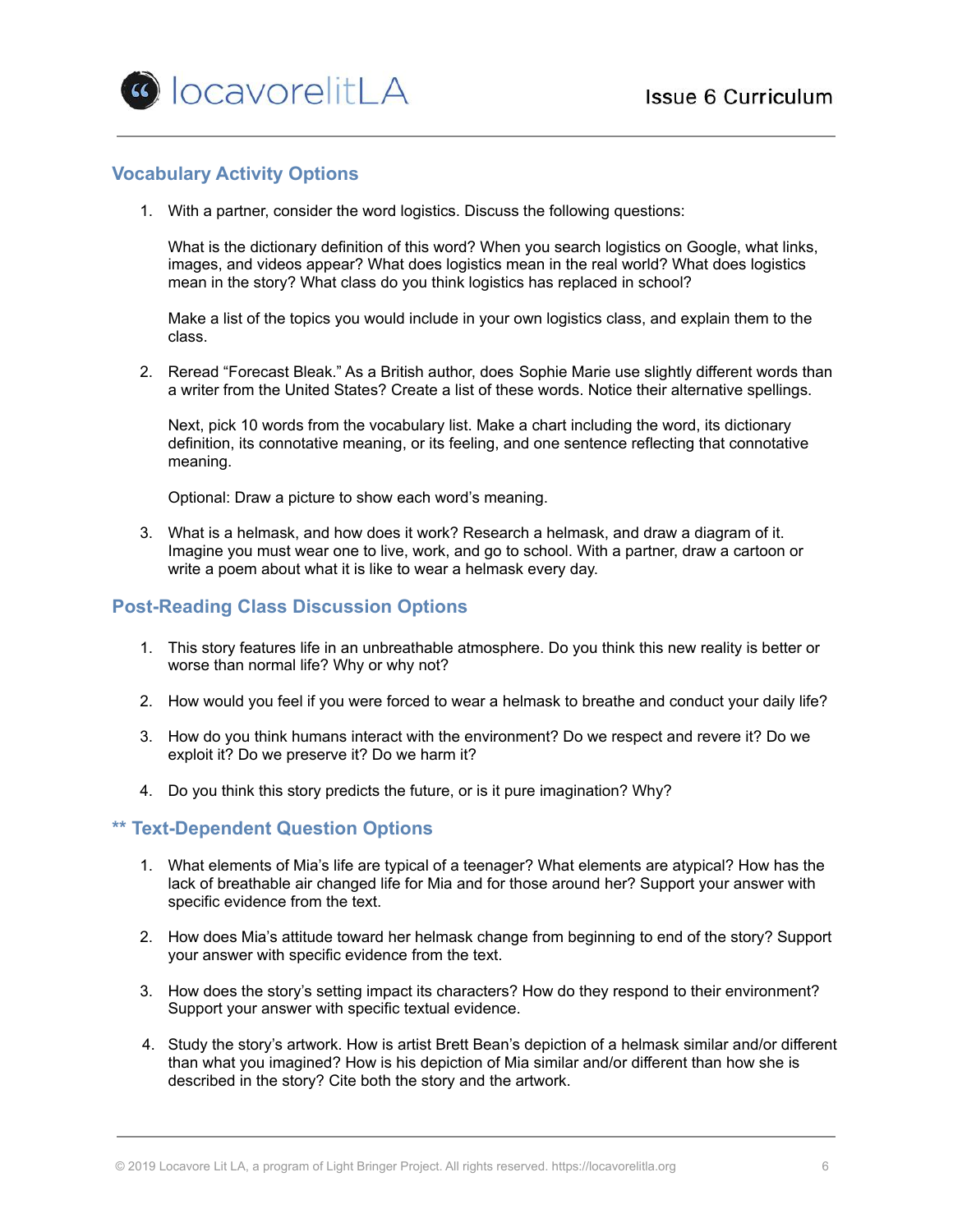## Vocabulary Activity Options

1. With a partner, consider the word logistics. Discuss the following questions:

   What is the dictionary definition of this word? When you search logistics on Google, what links, images, and videos appear? What does logistics mean in the real world? What does logistics mean in the story? What class do you think logistics has replaced in school?

   Make a list of the topics you would include in your own logistics class, and explain them to the class.

2. Reread "Forecast Bleak." As a British author, does Sophie Marie use slightly different words than a writer from the United States? Create a list of these words. Notice their alternative spellings.

   Next, pick 10 words from the vocabulary list. Make a chart including the word, its dictionary definition, its connotative meaning, or its feeling, and one sentence reflecting that connotative meaning.

   Optional: Draw a picture to show each word's meaning.

3. What is a helmask, and how does it work? Research a helmask, and draw a diagram of it. Imagine you must wear one to live, work, and go to school. With a partner, draw a cartoon or write a poem about what it is like to wear a helmask every day.

## Post-Reading Class Discussion Options

1. This story features life in an unbreathable atmosphere. Do you think this new reality is better or worse than normal life? Why or why not?

2. How would you feel if you were forced to wear a helmask to breathe and conduct your daily life?

3. How do you think humans interact with the environment? Do we respect and revere it? Do we exploit it? Do we preserve it? Do we harm it?

4. Do you think this story predicts the future, or is it pure imagination? Why?

## ** Text-Dependent Question Options

1. What elements of Mia's life are typical of a teenager? What elements are atypical? How has the lack of breathable air changed life for Mia and for those around her? Support your answer with specific evidence from the text.

2. How does Mia's attitude toward her helmask change from beginning to end of the story? Support your answer with specific evidence from the text.

3. How does the story's setting impact its characters? How do they respond to their environment? Support your answer with specific textual evidence.

4. Study the story's artwork. How is artist Brett Bean's depiction of a helmask similar and/or different than what you imagined? How is his depiction of Mia similar and/or different than how she is described in the story? Cite both the story and the artwork.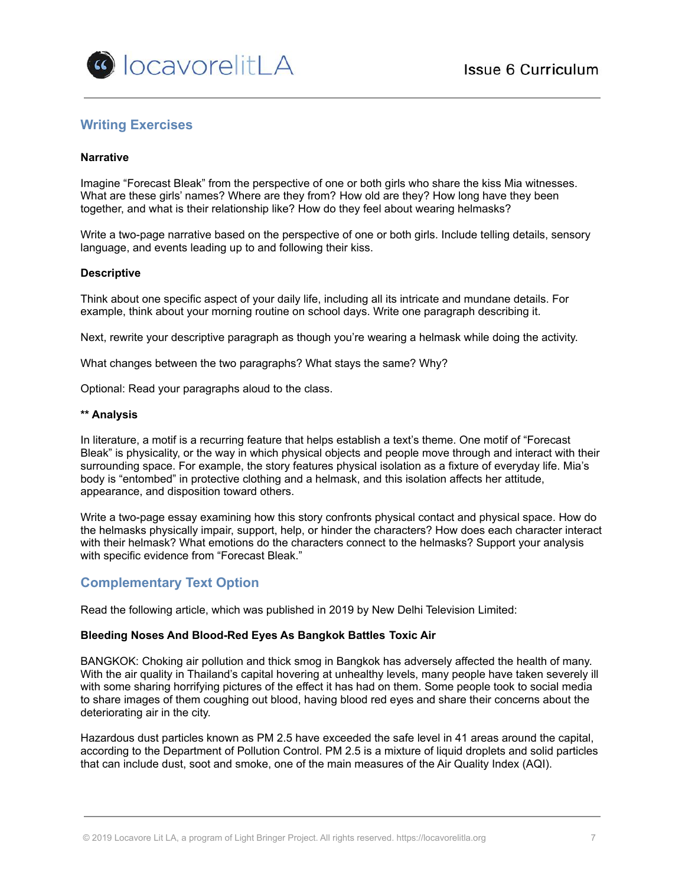## Writing Exercises

**Narrative**

Imagine "Forecast Bleak" from the perspective of one or both girls who share the kiss Mia witnesses. What are these girls' names? Where are they from? How old are they? How long have they been together, and what is their relationship like? How do they feel about wearing helmasks?

Write a two-page narrative based on the perspective of one or both girls. Include telling details, sensory language, and events leading up to and following their kiss.

**Descriptive**

Think about one specific aspect of your daily life, including all its intricate and mundane details. For example, think about your morning routine on school days. Write one paragraph describing it.

Next, rewrite your descriptive paragraph as though you're wearing a helmask while doing the activity.

What changes between the two paragraphs? What stays the same? Why?

Optional: Read your paragraphs aloud to the class.

**** Analysis**

In literature, a motif is a recurring feature that helps establish a text's theme. One motif of "Forecast Bleak" is physicality, or the way in which physical objects and people move through and interact with their surrounding space. For example, the story features physical isolation as a fixture of everyday life. Mia's body is "entombed" in protective clothing and a helmask, and this isolation affects her attitude, appearance, and disposition toward others.

Write a two-page essay examining how this story confronts physical contact and physical space. How do the helmasks physically impair, support, help, or hinder the characters? How does each character interact with their helmask? What emotions do the characters connect to the helmasks? Support your analysis with specific evidence from "Forecast Bleak."

## Complementary Text Option

Read the following article, which was published in 2019 by New Delhi Television Limited:

**Bleeding Noses And Blood-Red Eyes As Bangkok Battles Toxic Air**

BANGKOK: Choking air pollution and thick smog in Bangkok has adversely affected the health of many. With the air quality in Thailand's capital hovering at unhealthy levels, many people have taken severely ill with some sharing horrifying pictures of the effect it has had on them. Some people took to social media to share images of them coughing out blood, having blood red eyes and share their concerns about the deteriorating air in the city.

Hazardous dust particles known as PM 2.5 have exceeded the safe level in 41 areas around the capital, according to the Department of Pollution Control. PM 2.5 is a mixture of liquid droplets and solid particles that can include dust, soot and smoke, one of the main measures of the Air Quality Index (AQI).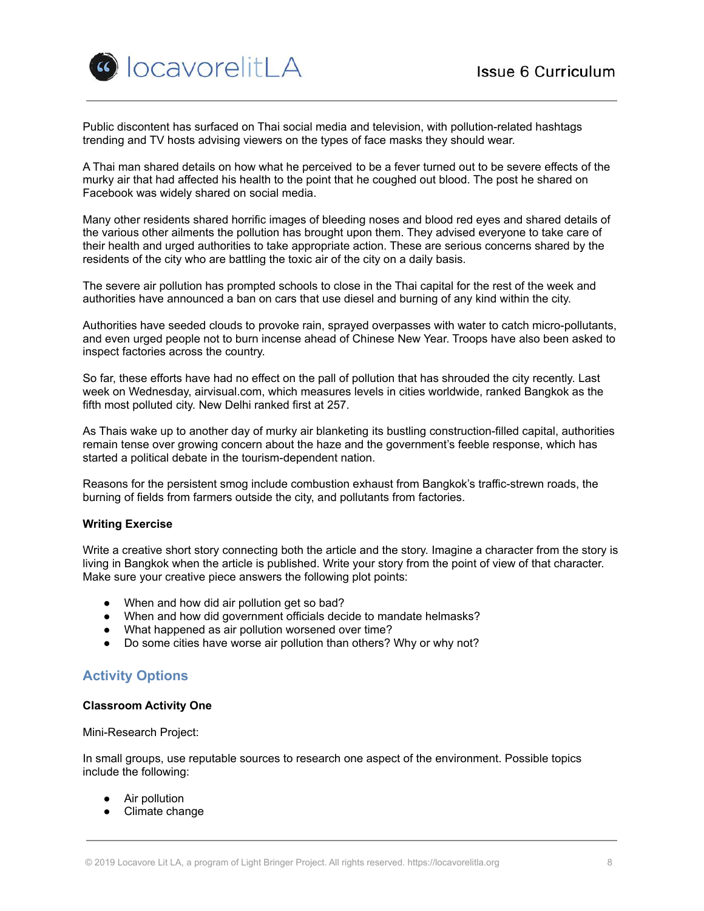Public discontent has surfaced on Thai social media and television, with pollution-related hashtags trending and TV hosts advising viewers on the types of face masks they should wear.

A Thai man shared details on how what he perceived to be a fever turned out to be severe effects of the murky air that had affected his health to the point that he coughed out blood. The post he shared on Facebook was widely shared on social media.

Many other residents shared horrific images of bleeding noses and blood red eyes and shared details of the various other ailments the pollution has brought upon them. They advised everyone to take care of their health and urged authorities to take appropriate action. These are serious concerns shared by the residents of the city who are battling the toxic air of the city on a daily basis.

The severe air pollution has prompted schools to close in the Thai capital for the rest of the week and authorities have announced a ban on cars that use diesel and burning of any kind within the city.

Authorities have seeded clouds to provoke rain, sprayed overpasses with water to catch micro-pollutants, and even urged people not to burn incense ahead of Chinese New Year. Troops have also been asked to inspect factories across the country.

So far, these efforts have had no effect on the pall of pollution that has shrouded the city recently. Last week on Wednesday, airvisual.com, which measures levels in cities worldwide, ranked Bangkok as the fifth most polluted city. New Delhi ranked first at 257.

As Thais wake up to another day of murky air blanketing its bustling construction-filled capital, authorities remain tense over growing concern about the haze and the government's feeble response, which has started a political debate in the tourism-dependent nation.

Reasons for the persistent smog include combustion exhaust from Bangkok's traffic-strewn roads, the burning of fields from farmers outside the city, and pollutants from factories.

**Writing Exercise**

Write a creative short story connecting both the article and the story. Imagine a character from the story is living in Bangkok when the article is published. Write your story from the point of view of that character. Make sure your creative piece answers the following plot points:

- When and how did air pollution get so bad?
- When and how did government officials decide to mandate helmasks?
- What happened as air pollution worsened over time?
- Do some cities have worse air pollution than others? Why or why not?

## Activity Options

**Classroom Activity One**

Mini-Research Project:

In small groups, use reputable sources to research one aspect of the environment. Possible topics include the following:

- Air pollution
- Climate change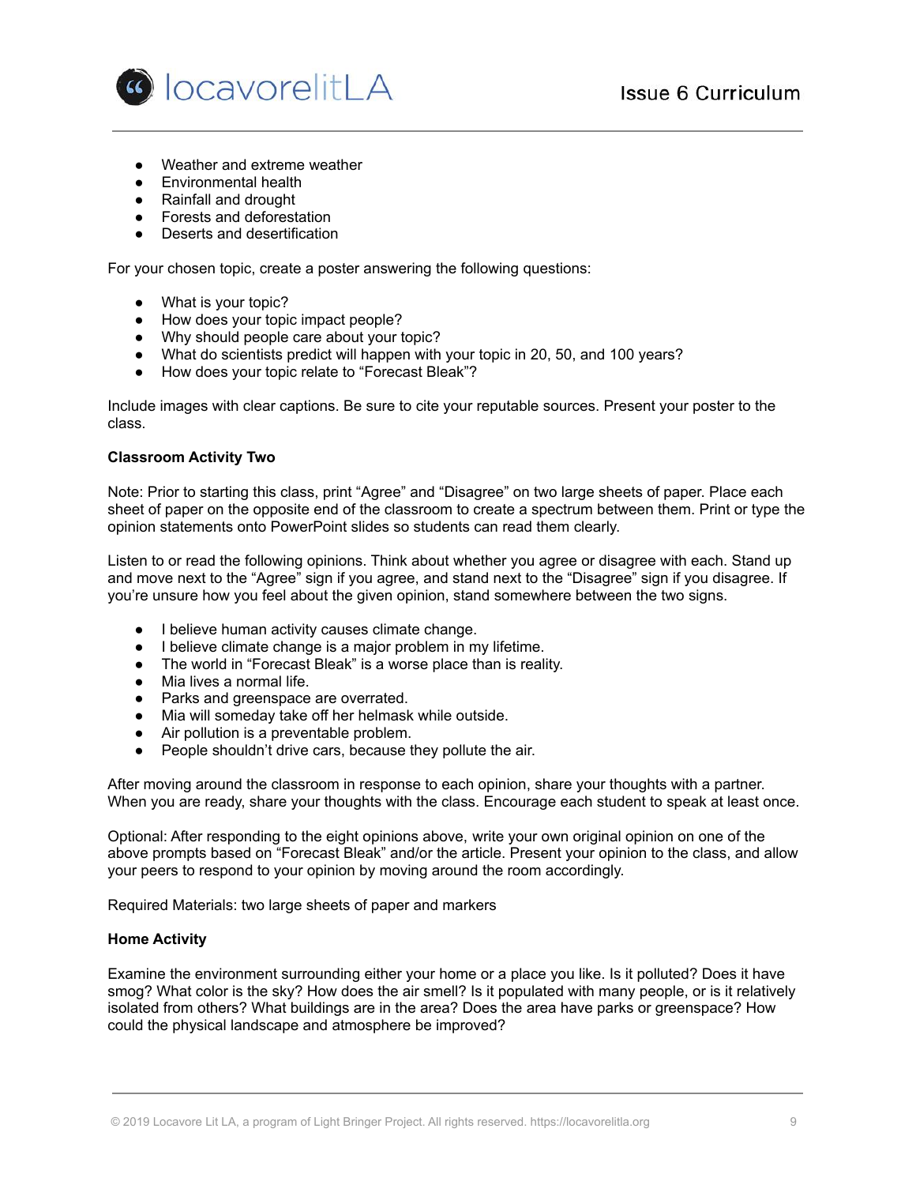- Weather and extreme weather
- Environmental health
- Rainfall and drought
- Forests and deforestation
- Deserts and desertification

For your chosen topic, create a poster answering the following questions:

- What is your topic?
- How does your topic impact people?
- Why should people care about your topic?
- What do scientists predict will happen with your topic in 20, 50, and 100 years?
- How does your topic relate to “Forecast Bleak”?

Include images with clear captions. Be sure to cite your reputable sources. Present your poster to the class.

**Classroom Activity Two**

Note: Prior to starting this class, print “Agree” and “Disagree” on two large sheets of paper. Place each sheet of paper on the opposite end of the classroom to create a spectrum between them. Print or type the opinion statements onto PowerPoint slides so students can read them clearly.

Listen to or read the following opinions. Think about whether you agree or disagree with each. Stand up and move next to the “Agree” sign if you agree, and stand next to the “Disagree” sign if you disagree. If you’re unsure how you feel about the given opinion, stand somewhere between the two signs.

- I believe human activity causes climate change.
- I believe climate change is a major problem in my lifetime.
- The world in “Forecast Bleak” is a worse place than is reality.
- Mia lives a normal life.
- Parks and greenspace are overrated.
- Mia will someday take off her helmask while outside.
- Air pollution is a preventable problem.
- People shouldn’t drive cars, because they pollute the air.

After moving around the classroom in response to each opinion, share your thoughts with a partner. When you are ready, share your thoughts with the class. Encourage each student to speak at least once.

Optional: After responding to the eight opinions above, write your own original opinion on one of the above prompts based on “Forecast Bleak” and/or the article. Present your opinion to the class, and allow your peers to respond to your opinion by moving around the room accordingly.

Required Materials: two large sheets of paper and markers

**Home Activity**

Examine the environment surrounding either your home or a place you like. Is it polluted? Does it have smog? What color is the sky? How does the air smell? Is it populated with many people, or is it relatively isolated from others? What buildings are in the area? Does the area have parks or greenspace? How could the physical landscape and atmosphere be improved?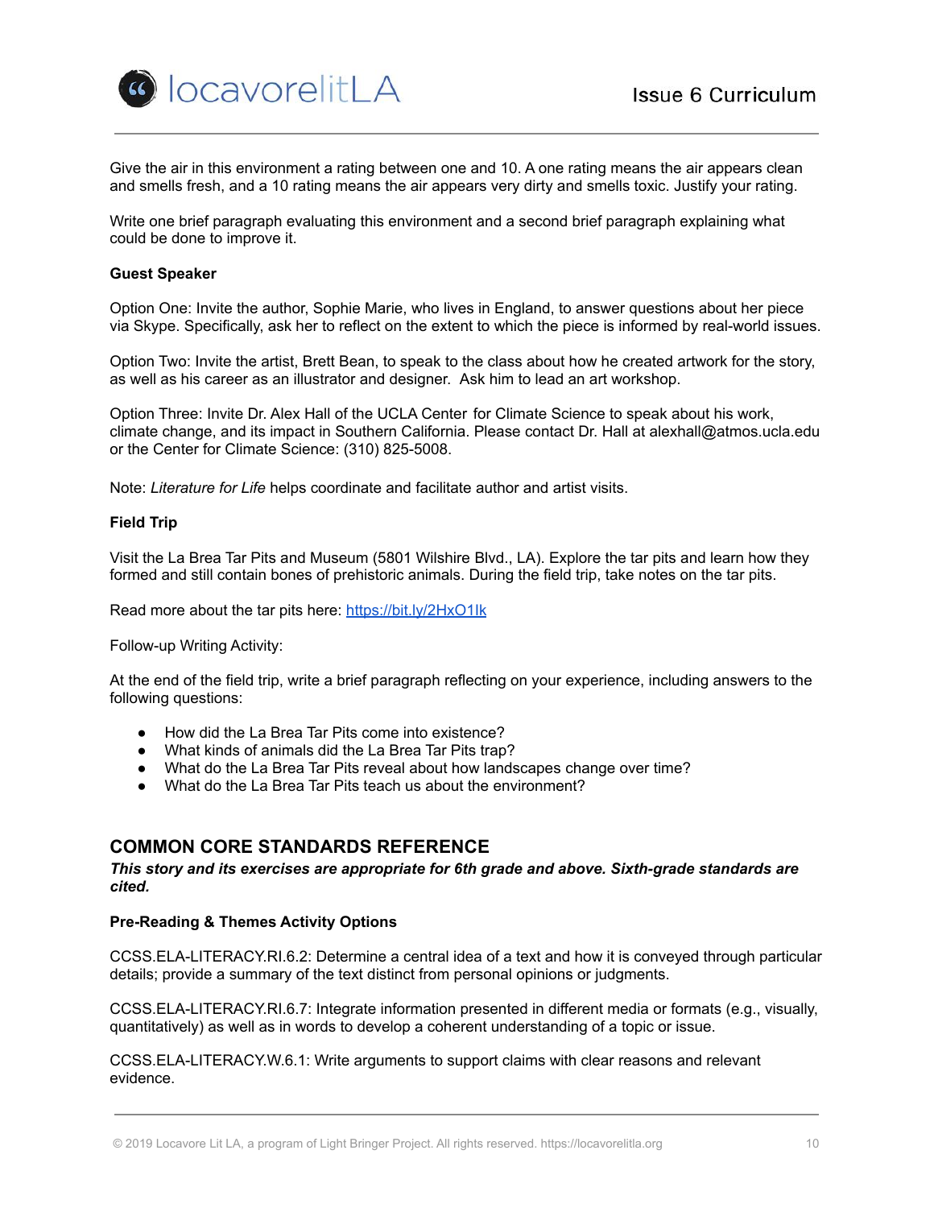Give the air in this environment a rating between one and 10. A one rating means the air appears clean and smells fresh, and a 10 rating means the air appears very dirty and smells toxic. Justify your rating.

Write one brief paragraph evaluating this environment and a second brief paragraph explaining what could be done to improve it.

**Guest Speaker**

Option One: Invite the author, Sophie Marie, who lives in England, to answer questions about her piece via Skype. Specifically, ask her to reflect on the extent to which the piece is informed by real-world issues.

Option Two: Invite the artist, Brett Bean, to speak to the class about how he created artwork for the story, as well as his career as an illustrator and designer. Ask him to lead an art workshop.

Option Three: Invite Dr. Alex Hall of the UCLA Center for Climate Science to speak about his work, climate change, and its impact in Southern California. Please contact Dr. Hall at alexhall@atmos.ucla.edu or the Center for Climate Science: (310) 825-5008.

Note: *Literature for Life* helps coordinate and facilitate author and artist visits.

**Field Trip**

Visit the La Brea Tar Pits and Museum (5801 Wilshire Blvd., LA). Explore the tar pits and learn how they formed and still contain bones of prehistoric animals. During the field trip, take notes on the tar pits.

Read more about the tar pits here: [https://bit.ly/2HxO1Ik](https://bit.ly/2HxO1Ik)

Follow-up Writing Activity:

At the end of the field trip, write a brief paragraph reflecting on your experience, including answers to the following questions:

- How did the La Brea Tar Pits come into existence?
- What kinds of animals did the La Brea Tar Pits trap?
- What do the La Brea Tar Pits reveal about how landscapes change over time?
- What do the La Brea Tar Pits teach us about the environment?

## COMMON CORE STANDARDS REFERENCE

***This story and its exercises are appropriate for 6th grade and above. Sixth-grade standards are cited.***

**Pre-Reading & Themes Activity Options**

CCSS.ELA-LITERACY.RI.6.2: Determine a central idea of a text and how it is conveyed through particular details; provide a summary of the text distinct from personal opinions or judgments.

CCSS.ELA-LITERACY.RI.6.7: Integrate information presented in different media or formats (e.g., visually, quantitatively) as well as in words to develop a coherent understanding of a topic or issue.

CCSS.ELA-LITERACY.W.6.1: Write arguments to support claims with clear reasons and relevant evidence.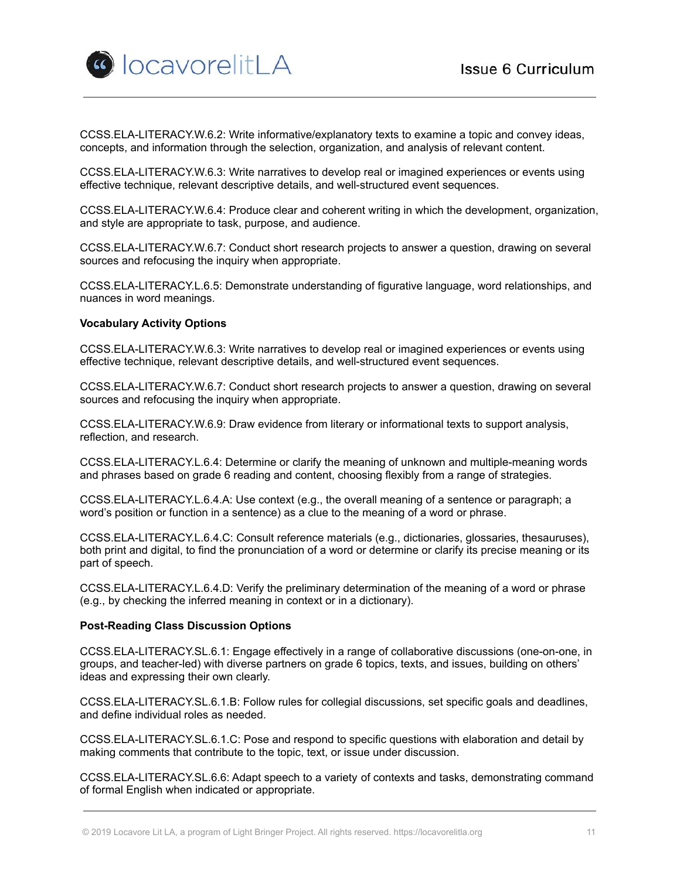CCSS.ELA-LITERACY.W.6.2: Write informative/explanatory texts to examine a topic and convey ideas, concepts, and information through the selection, organization, and analysis of relevant content.

CCSS.ELA-LITERACY.W.6.3: Write narratives to develop real or imagined experiences or events using effective technique, relevant descriptive details, and well-structured event sequences.

CCSS.ELA-LITERACY.W.6.4: Produce clear and coherent writing in which the development, organization, and style are appropriate to task, purpose, and audience.

CCSS.ELA-LITERACY.W.6.7: Conduct short research projects to answer a question, drawing on several sources and refocusing the inquiry when appropriate.

CCSS.ELA-LITERACY.L.6.5: Demonstrate understanding of figurative language, word relationships, and nuances in word meanings.

**Vocabulary Activity Options**

CCSS.ELA-LITERACY.W.6.3: Write narratives to develop real or imagined experiences or events using effective technique, relevant descriptive details, and well-structured event sequences.

CCSS.ELA-LITERACY.W.6.7: Conduct short research projects to answer a question, drawing on several sources and refocusing the inquiry when appropriate.

CCSS.ELA-LITERACY.W.6.9: Draw evidence from literary or informational texts to support analysis, reflection, and research.

CCSS.ELA-LITERACY.L.6.4: Determine or clarify the meaning of unknown and multiple-meaning words and phrases based on grade 6 reading and content, choosing flexibly from a range of strategies.

CCSS.ELA-LITERACY.L.6.4.A: Use context (e.g., the overall meaning of a sentence or paragraph; a word's position or function in a sentence) as a clue to the meaning of a word or phrase.

CCSS.ELA-LITERACY.L.6.4.C: Consult reference materials (e.g., dictionaries, glossaries, thesauruses), both print and digital, to find the pronunciation of a word or determine or clarify its precise meaning or its part of speech.

CCSS.ELA-LITERACY.L.6.4.D: Verify the preliminary determination of the meaning of a word or phrase (e.g., by checking the inferred meaning in context or in a dictionary).

**Post-Reading Class Discussion Options**

CCSS.ELA-LITERACY.SL.6.1: Engage effectively in a range of collaborative discussions (one-on-one, in groups, and teacher-led) with diverse partners on grade 6 topics, texts, and issues, building on others' ideas and expressing their own clearly.

CCSS.ELA-LITERACY.SL.6.1.B: Follow rules for collegial discussions, set specific goals and deadlines, and define individual roles as needed.

CCSS.ELA-LITERACY.SL.6.1.C: Pose and respond to specific questions with elaboration and detail by making comments that contribute to the topic, text, or issue under discussion.

CCSS.ELA-LITERACY.SL.6.6: Adapt speech to a variety of contexts and tasks, demonstrating command of formal English when indicated or appropriate.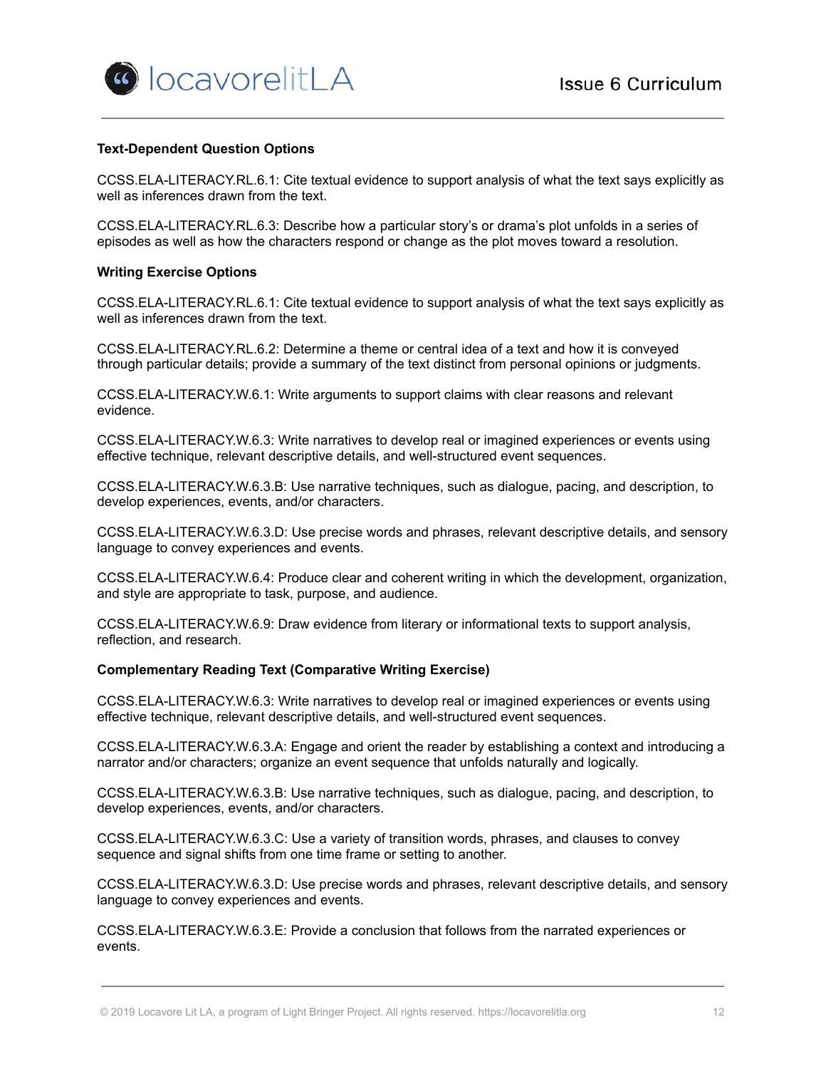**Text-Dependent Question Options**

CCSS.ELA-LITERACY.RL.6.1: Cite textual evidence to support analysis of what the text says explicitly as well as inferences drawn from the text.

CCSS.ELA-LITERACY.RL.6.3: Describe how a particular story's or drama's plot unfolds in a series of episodes as well as how the characters respond or change as the plot moves toward a resolution.

**Writing Exercise Options**

CCSS.ELA-LITERACY.RL.6.1: Cite textual evidence to support analysis of what the text says explicitly as well as inferences drawn from the text.

CCSS.ELA-LITERACY.RL.6.2: Determine a theme or central idea of a text and how it is conveyed through particular details; provide a summary of the text distinct from personal opinions or judgments.

CCSS.ELA-LITERACY.W.6.1: Write arguments to support claims with clear reasons and relevant evidence.

CCSS.ELA-LITERACY.W.6.3: Write narratives to develop real or imagined experiences or events using effective technique, relevant descriptive details, and well-structured event sequences.

CCSS.ELA-LITERACY.W.6.3.B: Use narrative techniques, such as dialogue, pacing, and description, to develop experiences, events, and/or characters.

CCSS.ELA-LITERACY.W.6.3.D: Use precise words and phrases, relevant descriptive details, and sensory language to convey experiences and events.

CCSS.ELA-LITERACY.W.6.4: Produce clear and coherent writing in which the development, organization, and style are appropriate to task, purpose, and audience.

CCSS.ELA-LITERACY.W.6.9: Draw evidence from literary or informational texts to support analysis, reflection, and research.

**Complementary Reading Text (Comparative Writing Exercise)**

CCSS.ELA-LITERACY.W.6.3: Write narratives to develop real or imagined experiences or events using effective technique, relevant descriptive details, and well-structured event sequences.

CCSS.ELA-LITERACY.W.6.3.A: Engage and orient the reader by establishing a context and introducing a narrator and/or characters; organize an event sequence that unfolds naturally and logically.

CCSS.ELA-LITERACY.W.6.3.B: Use narrative techniques, such as dialogue, pacing, and description, to develop experiences, events, and/or characters.

CCSS.ELA-LITERACY.W.6.3.C: Use a variety of transition words, phrases, and clauses to convey sequence and signal shifts from one time frame or setting to another.

CCSS.ELA-LITERACY.W.6.3.D: Use precise words and phrases, relevant descriptive details, and sensory language to convey experiences and events.

CCSS.ELA-LITERACY.W.6.3.E: Provide a conclusion that follows from the narrated experiences or events.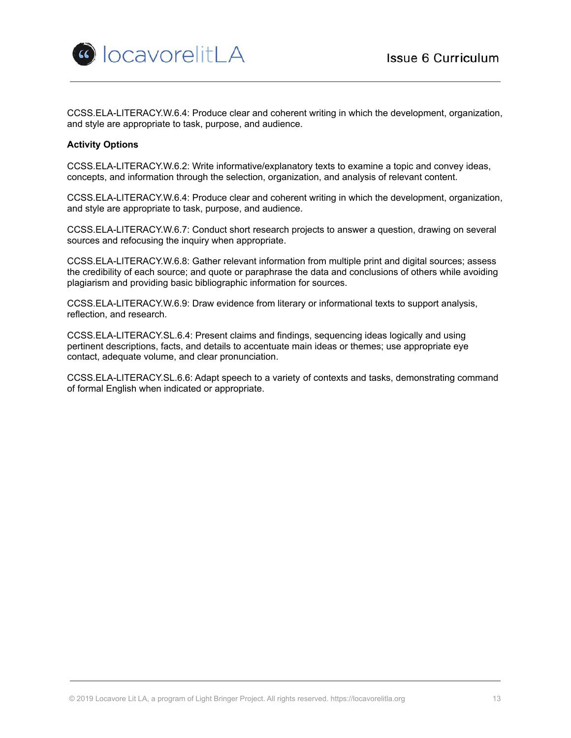CCSS.ELA-LITERACY.W.6.4: Produce clear and coherent writing in which the development, organization, and style are appropriate to task, purpose, and audience.

**Activity Options**

CCSS.ELA-LITERACY.W.6.2: Write informative/explanatory texts to examine a topic and convey ideas, concepts, and information through the selection, organization, and analysis of relevant content.

CCSS.ELA-LITERACY.W.6.4: Produce clear and coherent writing in which the development, organization, and style are appropriate to task, purpose, and audience.

CCSS.ELA-LITERACY.W.6.7: Conduct short research projects to answer a question, drawing on several sources and refocusing the inquiry when appropriate.

CCSS.ELA-LITERACY.W.6.8: Gather relevant information from multiple print and digital sources; assess the credibility of each source; and quote or paraphrase the data and conclusions of others while avoiding plagiarism and providing basic bibliographic information for sources.

CCSS.ELA-LITERACY.W.6.9: Draw evidence from literary or informational texts to support analysis, reflection, and research.

CCSS.ELA-LITERACY.SL.6.4: Present claims and findings, sequencing ideas logically and using pertinent descriptions, facts, and details to accentuate main ideas or themes; use appropriate eye contact, adequate volume, and clear pronunciation.

CCSS.ELA-LITERACY.SL.6.6: Adapt speech to a variety of contexts and tasks, demonstrating command of formal English when indicated or appropriate.